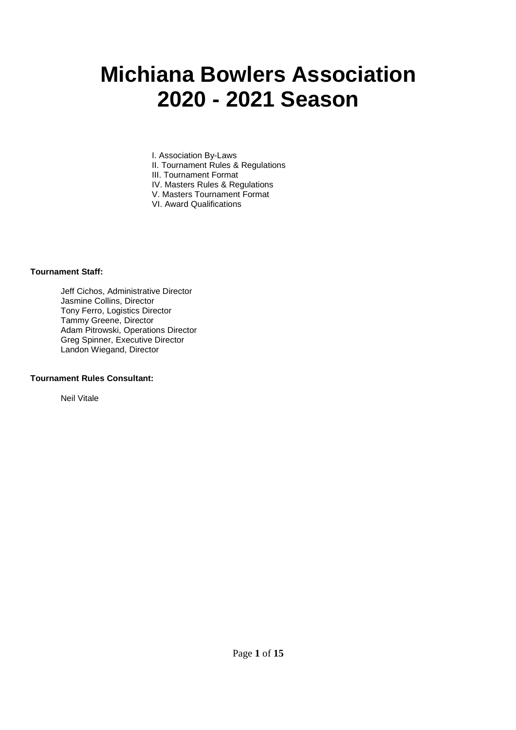# Michiana Bowlers Association 2020 - 2021 Season

I. Association By-Laws
II. Tournament Rules & Regulations
III. Tournament Format
IV. Masters Rules & Regulations
V. Masters Tournament Format
VI. Award Qualifications

**Tournament Staff:**

Jeff Cichos, Administrative Director
Jasmine Collins, Director
Tony Ferro, Logistics Director
Tammy Greene, Director
Adam Pitrowski, Operations Director
Greg Spinner, Executive Director
Landon Wiegand, Director

**Tournament Rules Consultant:**

Neil Vitale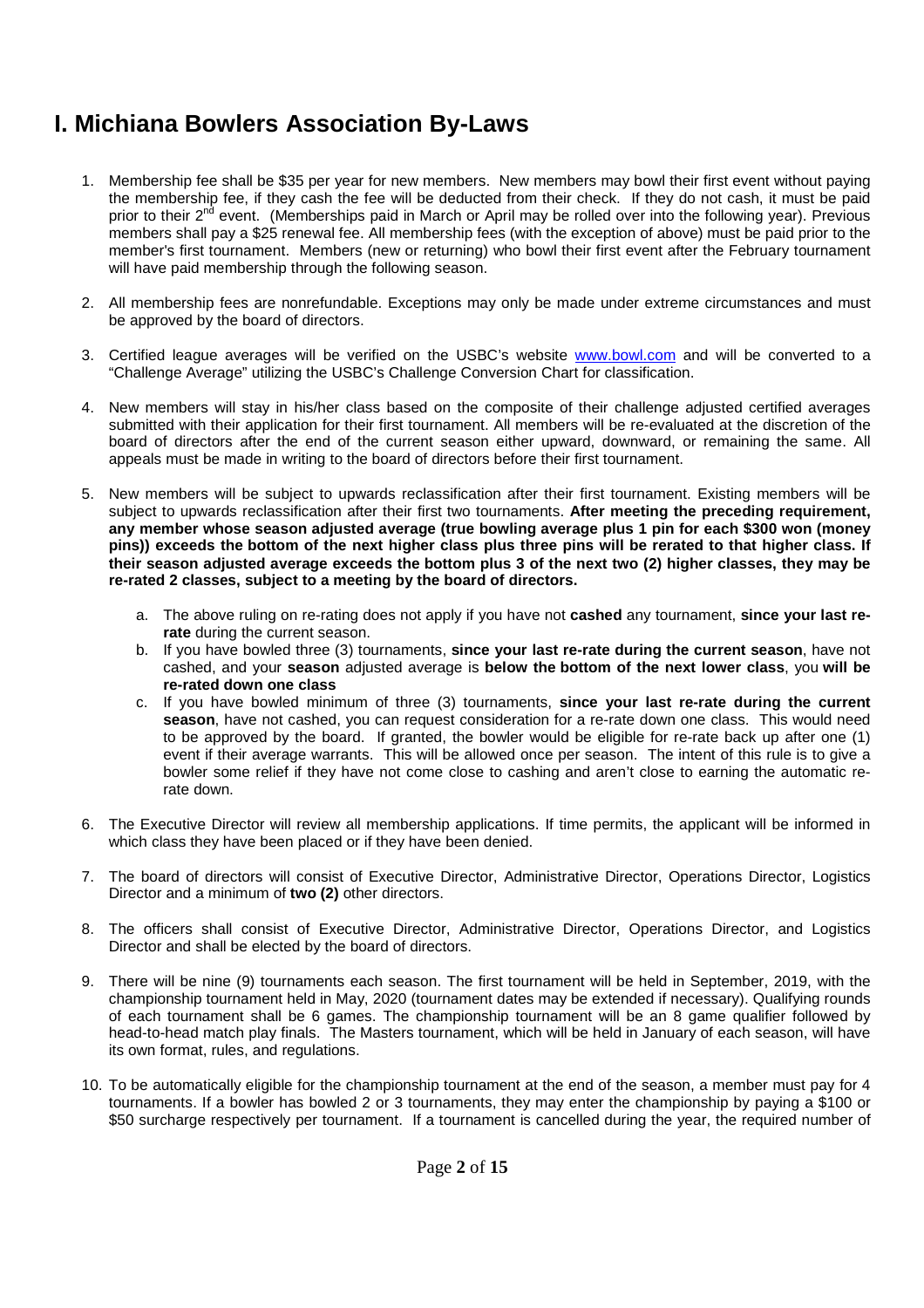# I. Michiana Bowlers Association By-Laws

1. Membership fee shall be \$35 per year for new members. New members may bowl their first event without paying the membership fee, if they cash the fee will be deducted from their check. If they do not cash, it must be paid prior to their 2nd event. (Memberships paid in March or April may be rolled over into the following year). Previous members shall pay a \$25 renewal fee. All membership fees (with the exception of above) must be paid prior to the member's first tournament. Members (new or returning) who bowl their first event after the February tournament will have paid membership through the following season.

2. All membership fees are nonrefundable. Exceptions may only be made under extreme circumstances and must be approved by the board of directors.

3. Certified league averages will be verified on the USBC's website www.bowl.com and will be converted to a "Challenge Average" utilizing the USBC's Challenge Conversion Chart for classification.

4. New members will stay in his/her class based on the composite of their challenge adjusted certified averages submitted with their application for their first tournament. All members will be re-evaluated at the discretion of the board of directors after the end of the current season either upward, downward, or remaining the same. All appeals must be made in writing to the board of directors before their first tournament.

5. New members will be subject to upwards reclassification after their first tournament. Existing members will be subject to upwards reclassification after their first two tournaments. **After meeting the preceding requirement, any member whose season adjusted average (true bowling average plus 1 pin for each \$300 won (money pins)) exceeds the bottom of the next higher class plus three pins will be rerated to that higher class. If their season adjusted average exceeds the bottom plus 3 of the next two (2) higher classes, they may be re-rated 2 classes, subject to a meeting by the board of directors.**

    a. The above ruling on re-rating does not apply if you have not **cashed** any tournament, **since your last re-rate** during the current season.

    b. If you have bowled three (3) tournaments, **since your last re-rate during the current season**, have not cashed, and your **season** adjusted average is **below the bottom of the next lower class**, you **will be re-rated down one class**

    c. If you have bowled minimum of three (3) tournaments, **since your last re-rate during the current season**, have not cashed, you can request consideration for a re-rate down one class. This would need to be approved by the board. If granted, the bowler would be eligible for re-rate back up after one (1) event if their average warrants. This will be allowed once per season. The intent of this rule is to give a bowler some relief if they have not come close to cashing and aren't close to earning the automatic re-rate down.

6. The Executive Director will review all membership applications. If time permits, the applicant will be informed in which class they have been placed or if they have been denied.

7. The board of directors will consist of Executive Director, Administrative Director, Operations Director, Logistics Director and a minimum of **two (2)** other directors.

8. The officers shall consist of Executive Director, Administrative Director, Operations Director, and Logistics Director and shall be elected by the board of directors.

9. There will be nine (9) tournaments each season. The first tournament will be held in September, 2019, with the championship tournament held in May, 2020 (tournament dates may be extended if necessary). Qualifying rounds of each tournament shall be 6 games. The championship tournament will be an 8 game qualifier followed by head-to-head match play finals. The Masters tournament, which will be held in January of each season, will have its own format, rules, and regulations.

10. To be automatically eligible for the championship tournament at the end of the season, a member must pay for 4 tournaments. If a bowler has bowled 2 or 3 tournaments, they may enter the championship by paying a \$100 or \$50 surcharge respectively per tournament. If a tournament is cancelled during the year, the required number of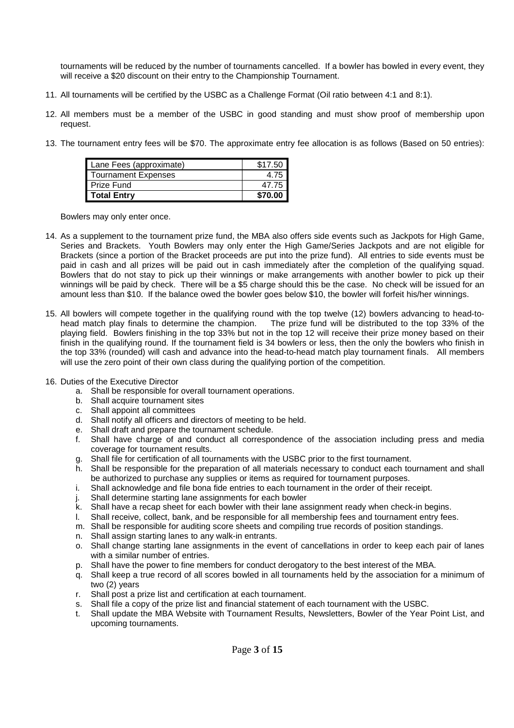tournaments will be reduced by the number of tournaments cancelled. If a bowler has bowled in every event, they will receive a $20 discount on their entry to the Championship Tournament.

11. All tournaments will be certified by the USBC as a Challenge Format (Oil ratio between 4:1 and 8:1).

12. All members must be a member of the USBC in good standing and must show proof of membership upon request.

13. The tournament entry fees will be $70. The approximate entry fee allocation is as follows (Based on 50 entries):

| Lane Fees (approximate) | $17.50 |
|---|---|
| Tournament Expenses | 4.75 |
| Prize Fund | 47.75 |
| **Total Entry** | **$70.00** |

Bowlers may only enter once.

14. As a supplement to the tournament prize fund, the MBA also offers side events such as Jackpots for High Game, Series and Brackets. Youth Bowlers may only enter the High Game/Series Jackpots and are not eligible for Brackets (since a portion of the Bracket proceeds are put into the prize fund). All entries to side events must be paid in cash and all prizes will be paid out in cash immediately after the completion of the qualifying squad. Bowlers that do not stay to pick up their winnings or make arrangements with another bowler to pick up their winnings will be paid by check. There will be a $5 charge should this be the case. No check will be issued for an amount less than $10. If the balance owed the bowler goes below $10, the bowler will forfeit his/her winnings.

15. All bowlers will compete together in the qualifying round with the top twelve (12) bowlers advancing to head-to-head match play finals to determine the champion. The prize fund will be distributed to the top 33% of the playing field. Bowlers finishing in the top 33% but not in the top 12 will receive their prize money based on their finish in the qualifying round. If the tournament field is 34 bowlers or less, then the only the bowlers who finish in the top 33% (rounded) will cash and advance into the head-to-head match play tournament finals. All members will use the zero point of their own class during the qualifying portion of the competition.

16. Duties of the Executive Director
    a. Shall be responsible for overall tournament operations.
    b. Shall acquire tournament sites
    c. Shall appoint all committees
    d. Shall notify all officers and directors of meeting to be held.
    e. Shall draft and prepare the tournament schedule.
    f. Shall have charge of and conduct all correspondence of the association including press and media coverage for tournament results.
    g. Shall file for certification of all tournaments with the USBC prior to the first tournament.
    h. Shall be responsible for the preparation of all materials necessary to conduct each tournament and shall be authorized to purchase any supplies or items as required for tournament purposes.
    i. Shall acknowledge and file bona fide entries to each tournament in the order of their receipt.
    j. Shall determine starting lane assignments for each bowler
    k. Shall have a recap sheet for each bowler with their lane assignment ready when check-in begins.
    l. Shall receive, collect, bank, and be responsible for all membership fees and tournament entry fees.
    m. Shall be responsible for auditing score sheets and compiling true records of position standings.
    n. Shall assign starting lanes to any walk-in entrants.
    o. Shall change starting lane assignments in the event of cancellations in order to keep each pair of lanes with a similar number of entries.
    p. Shall have the power to fine members for conduct derogatory to the best interest of the MBA.
    q. Shall keep a true record of all scores bowled in all tournaments held by the association for a minimum of two (2) years
    r. Shall post a prize list and certification at each tournament.
    s. Shall file a copy of the prize list and financial statement of each tournament with the USBC.
    t. Shall update the MBA Website with Tournament Results, Newsletters, Bowler of the Year Point List, and upcoming tournaments.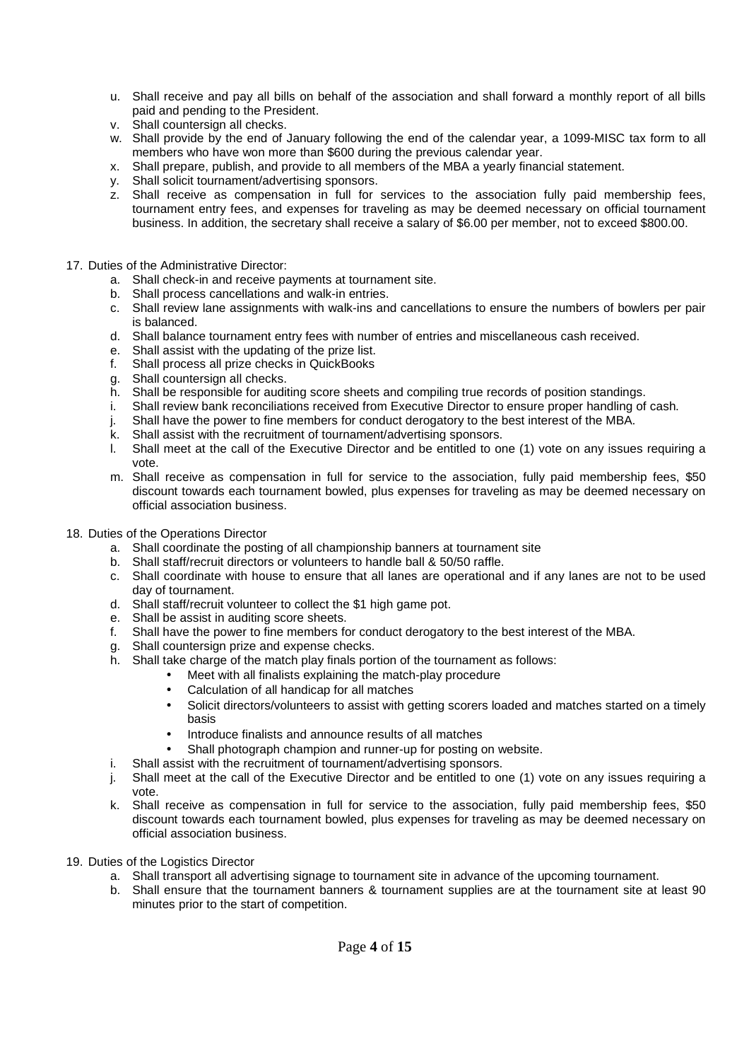u. Shall receive and pay all bills on behalf of the association and shall forward a monthly report of all bills paid and pending to the President.
v. Shall countersign all checks.
w. Shall provide by the end of January following the end of the calendar year, a 1099-MISC tax form to all members who have won more than $600 during the previous calendar year.
x. Shall prepare, publish, and provide to all members of the MBA a yearly financial statement.
y. Shall solicit tournament/advertising sponsors.
z. Shall receive as compensation in full for services to the association fully paid membership fees, tournament entry fees, and expenses for traveling as may be deemed necessary on official tournament business. In addition, the secretary shall receive a salary of $6.00 per member, not to exceed $800.00.

17. Duties of the Administrative Director:
    a. Shall check-in and receive payments at tournament site.
    b. Shall process cancellations and walk-in entries.
    c. Shall review lane assignments with walk-ins and cancellations to ensure the numbers of bowlers per pair is balanced.
    d. Shall balance tournament entry fees with number of entries and miscellaneous cash received.
    e. Shall assist with the updating of the prize list.
    f. Shall process all prize checks in QuickBooks
    g. Shall countersign all checks.
    h. Shall be responsible for auditing score sheets and compiling true records of position standings.
    i. Shall review bank reconciliations received from Executive Director to ensure proper handling of cash.
    j. Shall have the power to fine members for conduct derogatory to the best interest of the MBA.
    k. Shall assist with the recruitment of tournament/advertising sponsors.
    l. Shall meet at the call of the Executive Director and be entitled to one (1) vote on any issues requiring a vote.
    m. Shall receive as compensation in full for service to the association, fully paid membership fees, $50 discount towards each tournament bowled, plus expenses for traveling as may be deemed necessary on official association business.

18. Duties of the Operations Director
    a. Shall coordinate the posting of all championship banners at tournament site
    b. Shall staff/recruit directors or volunteers to handle ball & 50/50 raffle.
    c. Shall coordinate with house to ensure that all lanes are operational and if any lanes are not to be used day of tournament.
    d. Shall staff/recruit volunteer to collect the $1 high game pot.
    e. Shall be assist in auditing score sheets.
    f. Shall have the power to fine members for conduct derogatory to the best interest of the MBA.
    g. Shall countersign prize and expense checks.
    h. Shall take charge of the match play finals portion of the tournament as follows:
        - Meet with all finalists explaining the match-play procedure
        - Calculation of all handicap for all matches
        - Solicit directors/volunteers to assist with getting scorers loaded and matches started on a timely basis
        - Introduce finalists and announce results of all matches
        - Shall photograph champion and runner-up for posting on website.
    i. Shall assist with the recruitment of tournament/advertising sponsors.
    j. Shall meet at the call of the Executive Director and be entitled to one (1) vote on any issues requiring a vote.
    k. Shall receive as compensation in full for service to the association, fully paid membership fees, $50 discount towards each tournament bowled, plus expenses for traveling as may be deemed necessary on official association business.

19. Duties of the Logistics Director
    a. Shall transport all advertising signage to tournament site in advance of the upcoming tournament.
    b. Shall ensure that the tournament banners & tournament supplies are at the tournament site at least 90 minutes prior to the start of competition.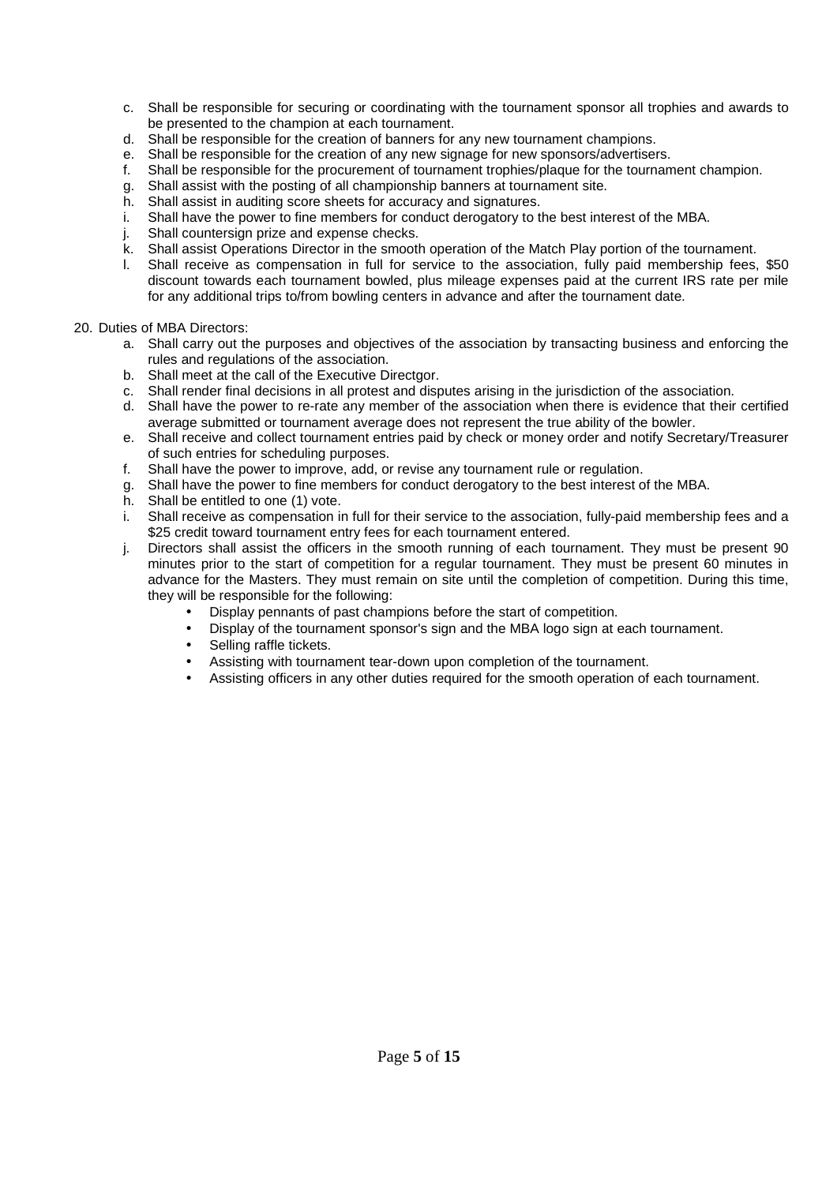c. Shall be responsible for securing or coordinating with the tournament sponsor all trophies and awards to be presented to the champion at each tournament.
d. Shall be responsible for the creation of banners for any new tournament champions.
e. Shall be responsible for the creation of any new signage for new sponsors/advertisers.
f. Shall be responsible for the procurement of tournament trophies/plaque for the tournament champion.
g. Shall assist with the posting of all championship banners at tournament site.
h. Shall assist in auditing score sheets for accuracy and signatures.
i. Shall have the power to fine members for conduct derogatory to the best interest of the MBA.
j. Shall countersign prize and expense checks.
k. Shall assist Operations Director in the smooth operation of the Match Play portion of the tournament.
l. Shall receive as compensation in full for service to the association, fully paid membership fees, $50 discount towards each tournament bowled, plus mileage expenses paid at the current IRS rate per mile for any additional trips to/from bowling centers in advance and after the tournament date.

20. Duties of MBA Directors:
    a. Shall carry out the purposes and objectives of the association by transacting business and enforcing the rules and regulations of the association.
    b. Shall meet at the call of the Executive Directgor.
    c. Shall render final decisions in all protest and disputes arising in the jurisdiction of the association.
    d. Shall have the power to re-rate any member of the association when there is evidence that their certified average submitted or tournament average does not represent the true ability of the bowler.
    e. Shall receive and collect tournament entries paid by check or money order and notify Secretary/Treasurer of such entries for scheduling purposes.
    f. Shall have the power to improve, add, or revise any tournament rule or regulation.
    g. Shall have the power to fine members for conduct derogatory to the best interest of the MBA.
    h. Shall be entitled to one (1) vote.
    i. Shall receive as compensation in full for their service to the association, fully-paid membership fees and a $25 credit toward tournament entry fees for each tournament entered.
    j. Directors shall assist the officers in the smooth running of each tournament. They must be present 90 minutes prior to the start of competition for a regular tournament. They must be present 60 minutes in advance for the Masters. They must remain on site until the completion of competition. During this time, they will be responsible for the following:
        - Display pennants of past champions before the start of competition.
        - Display of the tournament sponsor's sign and the MBA logo sign at each tournament.
        - Selling raffle tickets.
        - Assisting with tournament tear-down upon completion of the tournament.
        - Assisting officers in any other duties required for the smooth operation of each tournament.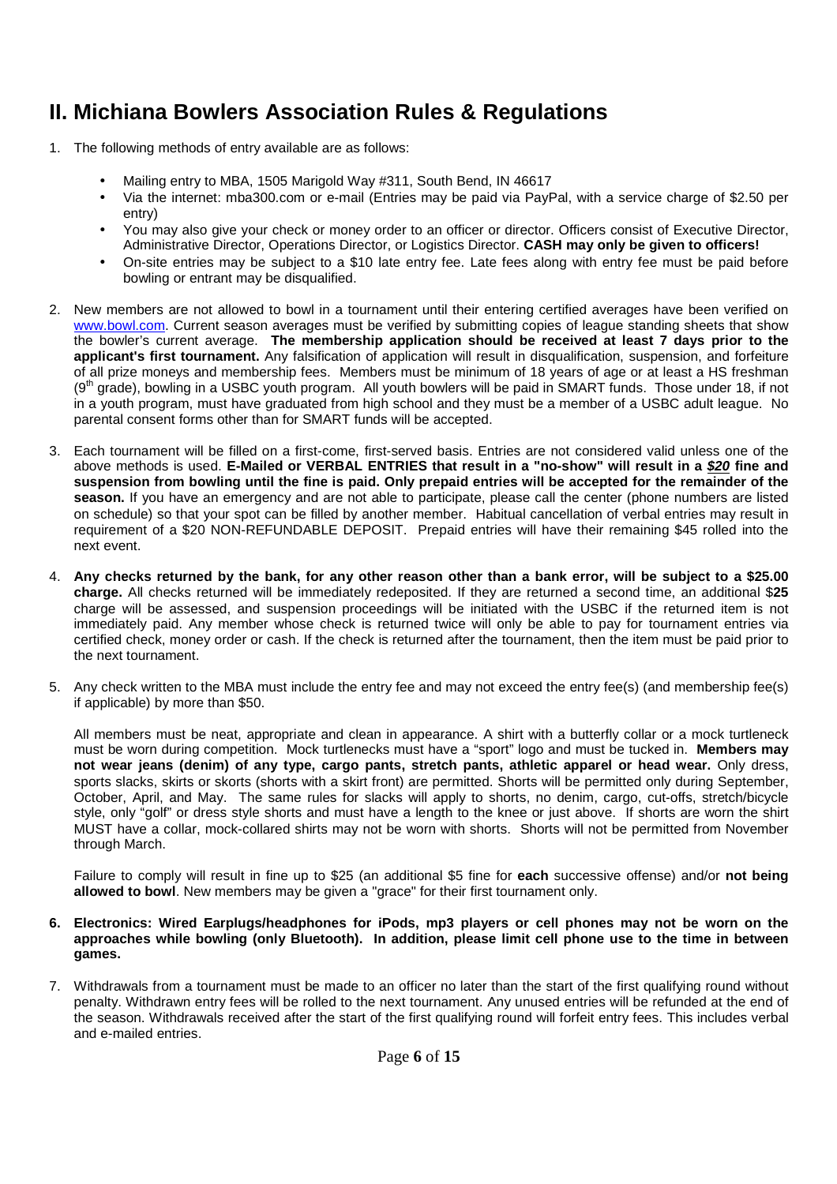# II. Michiana Bowlers Association Rules & Regulations

1. The following methods of entry available are as follows:

   - Mailing entry to MBA, 1505 Marigold Way #311, South Bend, IN 46617
   - Via the internet: mba300.com or e-mail (Entries may be paid via PayPal, with a service charge of $2.50 per entry)
   - You may also give your check or money order to an officer or director. Officers consist of Executive Director, Administrative Director, Operations Director, or Logistics Director. **CASH may only be given to officers!**
   - On-site entries may be subject to a $10 late entry fee. Late fees along with entry fee must be paid before bowling or entrant may be disqualified.

2. New members are not allowed to bowl in a tournament until their entering certified averages have been verified on www.bowl.com. Current season averages must be verified by submitting copies of league standing sheets that show the bowler's current average. **The membership application should be received at least 7 days prior to the applicant's first tournament.** Any falsification of application will result in disqualification, suspension, and forfeiture of all prize moneys and membership fees. Members must be minimum of 18 years of age or at least a HS freshman (9th grade), bowling in a USBC youth program. All youth bowlers will be paid in SMART funds. Those under 18, if not in a youth program, must have graduated from high school and they must be a member of a USBC adult league. No parental consent forms other than for SMART funds will be accepted.

3. Each tournament will be filled on a first-come, first-served basis. Entries are not considered valid unless one of the above methods is used. **E-Mailed or VERBAL ENTRIES that result in a "no-show" will result in a *<u>$20</u>* fine and suspension from bowling until the fine is paid. Only prepaid entries will be accepted for the remainder of the season.** If you have an emergency and are not able to participate, please call the center (phone numbers are listed on schedule) so that your spot can be filled by another member. Habitual cancellation of verbal entries may result in requirement of a $20 NON-REFUNDABLE DEPOSIT. Prepaid entries will have their remaining $45 rolled into the next event.

4. **Any checks returned by the bank, for any other reason other than a bank error, will be subject to a $25.00 charge.** All checks returned will be immediately redeposited. If they are returned a second time, an additional $**25** charge will be assessed, and suspension proceedings will be initiated with the USBC if the returned item is not immediately paid. Any member whose check is returned twice will only be able to pay for tournament entries via certified check, money order or cash. If the check is returned after the tournament, then the item must be paid prior to the next tournament.

5. Any check written to the MBA must include the entry fee and may not exceed the entry fee(s) (and membership fee(s) if applicable) by more than $50.

   All members must be neat, appropriate and clean in appearance. A shirt with a butterfly collar or a mock turtleneck must be worn during competition. Mock turtlenecks must have a "sport" logo and must be tucked in. **Members may not wear jeans (denim) of any type, cargo pants, stretch pants, athletic apparel or head wear.** Only dress, sports slacks, skirts or skorts (shorts with a skirt front) are permitted. Shorts will be permitted only during September, October, April, and May. The same rules for slacks will apply to shorts, no denim, cargo, cut-offs, stretch/bicycle style, only "golf" or dress style shorts and must have a length to the knee or just above. If shorts are worn the shirt MUST have a collar, mock-collared shirts may not be worn with shorts. Shorts will not be permitted from November through March.

   Failure to comply will result in fine up to $25 (an additional $5 fine for **each** successive offense) and/or **not being allowed to bowl**. New members may be given a "grace" for their first tournament only.

6. **Electronics: Wired Earplugs/headphones for iPods, mp3 players or cell phones may not be worn on the approaches while bowling (only Bluetooth). In addition, please limit cell phone use to the time in between games.**

7. Withdrawals from a tournament must be made to an officer no later than the start of the first qualifying round without penalty. Withdrawn entry fees will be rolled to the next tournament. Any unused entries will be refunded at the end of the season. Withdrawals received after the start of the first qualifying round will forfeit entry fees. This includes verbal and e-mailed entries.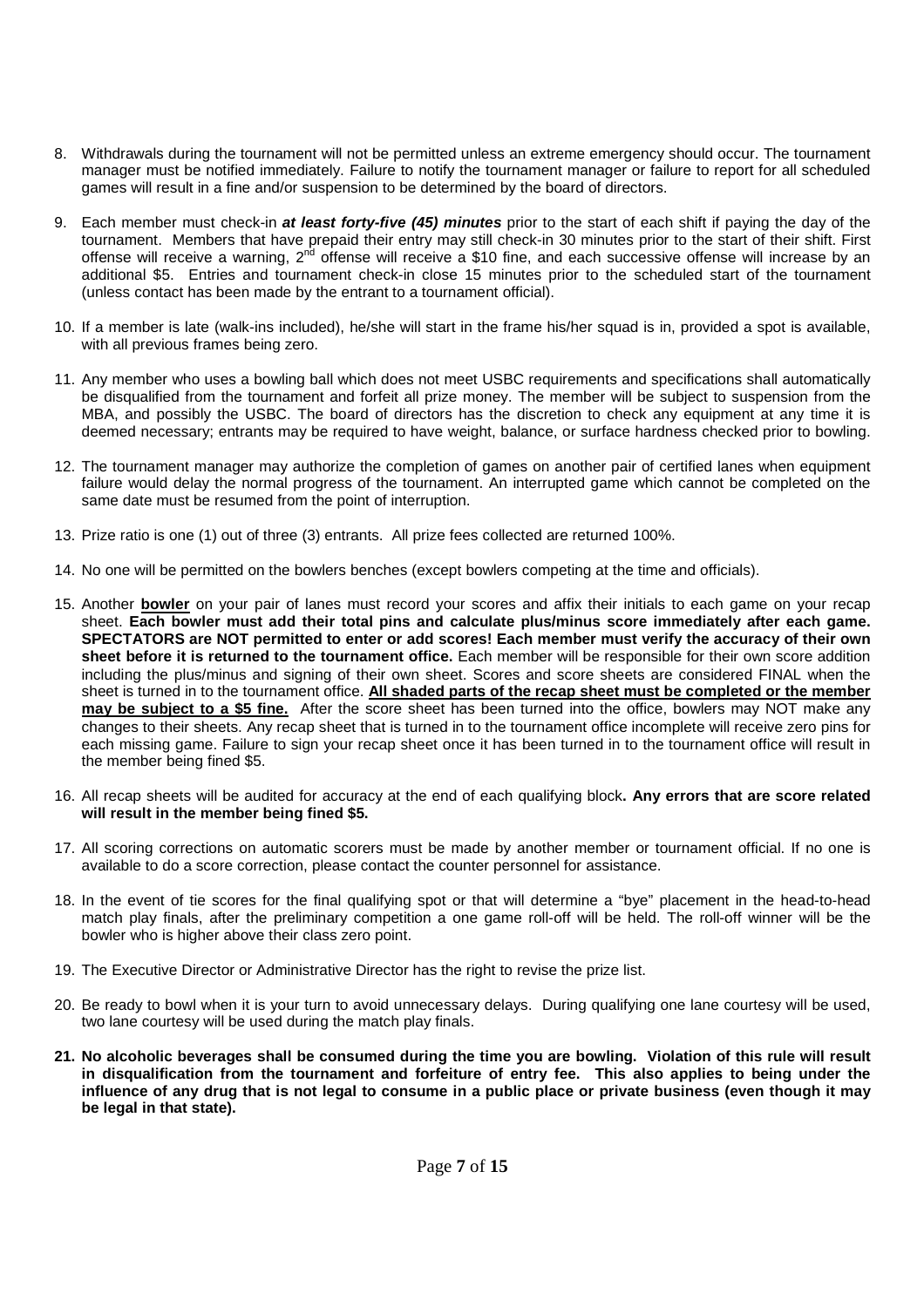8. Withdrawals during the tournament will not be permitted unless an extreme emergency should occur. The tournament manager must be notified immediately. Failure to notify the tournament manager or failure to report for all scheduled games will result in a fine and/or suspension to be determined by the board of directors.

9. Each member must check-in ***at least forty-five (45) minutes*** prior to the start of each shift if paying the day of the tournament. Members that have prepaid their entry may still check-in 30 minutes prior to the start of their shift. First offense will receive a warning, 2nd offense will receive a $10 fine, and each successive offense will increase by an additional $5. Entries and tournament check-in close 15 minutes prior to the scheduled start of the tournament (unless contact has been made by the entrant to a tournament official).

10. If a member is late (walk-ins included), he/she will start in the frame his/her squad is in, provided a spot is available, with all previous frames being zero.

11. Any member who uses a bowling ball which does not meet USBC requirements and specifications shall automatically be disqualified from the tournament and forfeit all prize money. The member will be subject to suspension from the MBA, and possibly the USBC. The board of directors has the discretion to check any equipment at any time it is deemed necessary; entrants may be required to have weight, balance, or surface hardness checked prior to bowling.

12. The tournament manager may authorize the completion of games on another pair of certified lanes when equipment failure would delay the normal progress of the tournament. An interrupted game which cannot be completed on the same date must be resumed from the point of interruption.

13. Prize ratio is one (1) out of three (3) entrants. All prize fees collected are returned 100%.

14. No one will be permitted on the bowlers benches (except bowlers competing at the time and officials).

15. Another <u>**bowler**</u> on your pair of lanes must record your scores and affix their initials to each game on your recap sheet. **Each bowler must add their total pins and calculate plus/minus score immediately after each game. SPECTATORS are NOT permitted to enter or add scores! Each member must verify the accuracy of their own sheet before it is returned to the tournament office.** Each member will be responsible for their own score addition including the plus/minus and signing of their own sheet. Scores and score sheets are considered FINAL when the sheet is turned in to the tournament office. <u>**All shaded parts of the recap sheet must be completed or the member may be subject to a $5 fine.**</u> After the score sheet has been turned into the office, bowlers may NOT make any changes to their sheets. Any recap sheet that is turned in to the tournament office incomplete will receive zero pins for each missing game. Failure to sign your recap sheet once it has been turned in to the tournament office will result in the member being fined $5.

16. All recap sheets will be audited for accuracy at the end of each qualifying block**. Any errors that are score related will result in the member being fined $5.**

17. All scoring corrections on automatic scorers must be made by another member or tournament official. If no one is available to do a score correction, please contact the counter personnel for assistance.

18. In the event of tie scores for the final qualifying spot or that will determine a "bye" placement in the head-to-head match play finals, after the preliminary competition a one game roll-off will be held. The roll-off winner will be the bowler who is higher above their class zero point.

19. The Executive Director or Administrative Director has the right to revise the prize list.

20. Be ready to bowl when it is your turn to avoid unnecessary delays. During qualifying one lane courtesy will be used, two lane courtesy will be used during the match play finals.

21. **No alcoholic beverages shall be consumed during the time you are bowling. Violation of this rule will result in disqualification from the tournament and forfeiture of entry fee. This also applies to being under the influence of any drug that is not legal to consume in a public place or private business (even though it may be legal in that state).**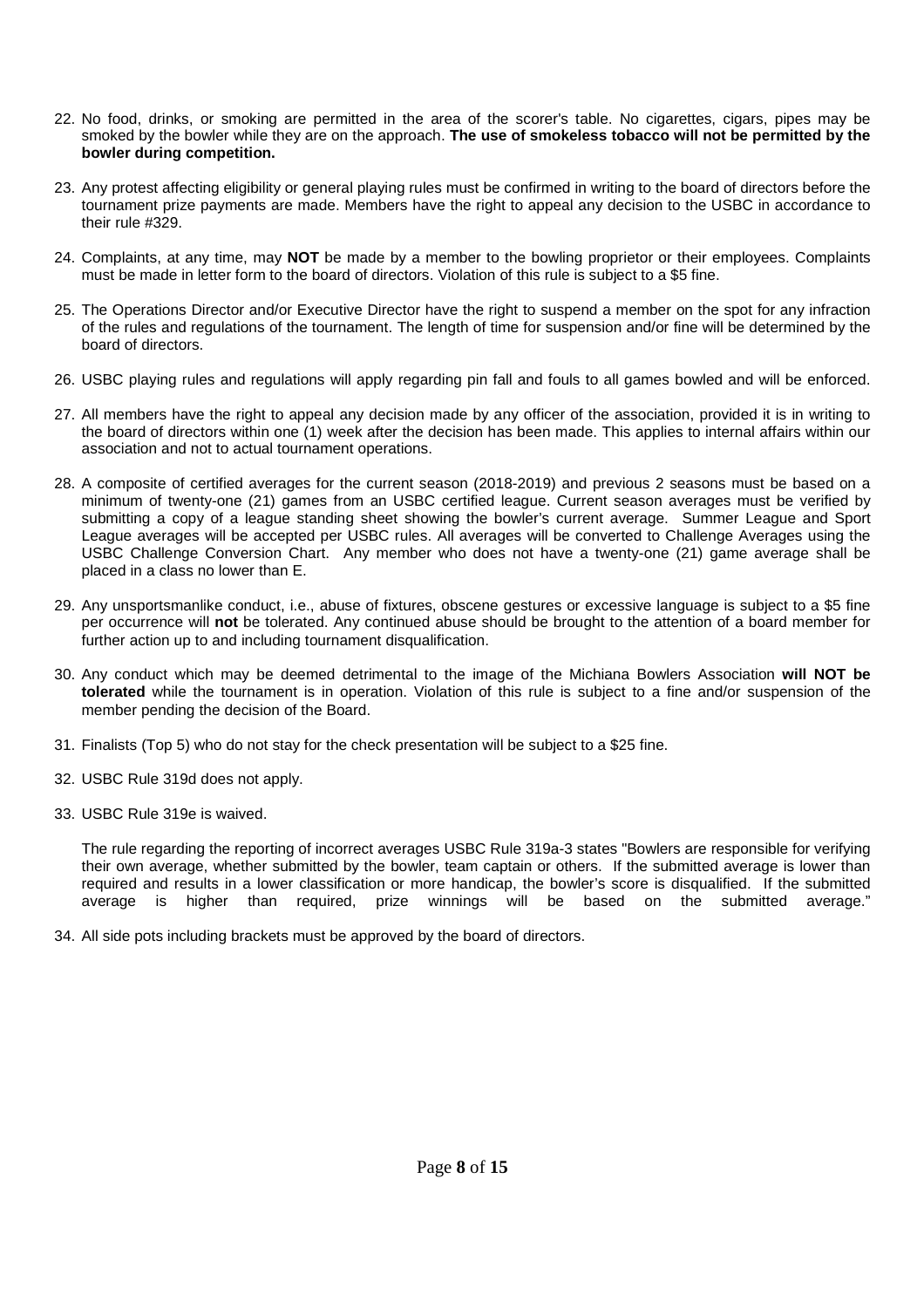22. No food, drinks, or smoking are permitted in the area of the scorer's table. No cigarettes, cigars, pipes may be smoked by the bowler while they are on the approach. **The use of smokeless tobacco will not be permitted by the bowler during competition.**

23. Any protest affecting eligibility or general playing rules must be confirmed in writing to the board of directors before the tournament prize payments are made. Members have the right to appeal any decision to the USBC in accordance to their rule #329.

24. Complaints, at any time, may **NOT** be made by a member to the bowling proprietor or their employees. Complaints must be made in letter form to the board of directors. Violation of this rule is subject to a $5 fine.

25. The Operations Director and/or Executive Director have the right to suspend a member on the spot for any infraction of the rules and regulations of the tournament. The length of time for suspension and/or fine will be determined by the board of directors.

26. USBC playing rules and regulations will apply regarding pin fall and fouls to all games bowled and will be enforced.

27. All members have the right to appeal any decision made by any officer of the association, provided it is in writing to the board of directors within one (1) week after the decision has been made. This applies to internal affairs within our association and not to actual tournament operations.

28. A composite of certified averages for the current season (2018-2019) and previous 2 seasons must be based on a minimum of twenty-one (21) games from an USBC certified league. Current season averages must be verified by submitting a copy of a league standing sheet showing the bowler's current average. Summer League and Sport League averages will be accepted per USBC rules. All averages will be converted to Challenge Averages using the USBC Challenge Conversion Chart. Any member who does not have a twenty-one (21) game average shall be placed in a class no lower than E.

29. Any unsportsmanlike conduct, i.e., abuse of fixtures, obscene gestures or excessive language is subject to a $5 fine per occurrence will **not** be tolerated. Any continued abuse should be brought to the attention of a board member for further action up to and including tournament disqualification.

30. Any conduct which may be deemed detrimental to the image of the Michiana Bowlers Association **will NOT be tolerated** while the tournament is in operation. Violation of this rule is subject to a fine and/or suspension of the member pending the decision of the Board.

31. Finalists (Top 5) who do not stay for the check presentation will be subject to a $25 fine.

32. USBC Rule 319d does not apply.

33. USBC Rule 319e is waived.

    The rule regarding the reporting of incorrect averages USBC Rule 319a-3 states "Bowlers are responsible for verifying their own average, whether submitted by the bowler, team captain or others. If the submitted average is lower than required and results in a lower classification or more handicap, the bowler's score is disqualified. If the submitted average is higher than required, prize winnings will be based on the submitted average."

34. All side pots including brackets must be approved by the board of directors.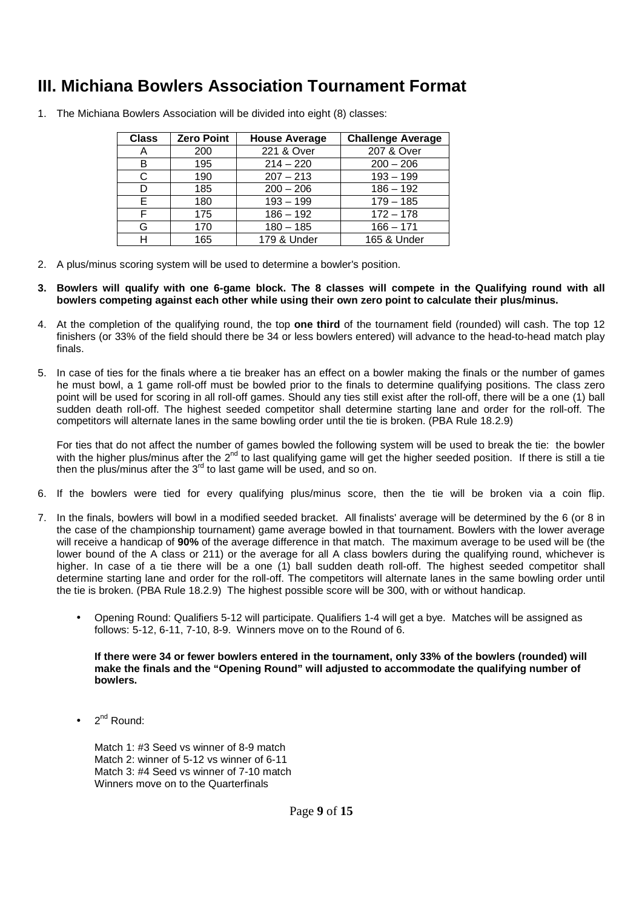# III. Michiana Bowlers Association Tournament Format

1. The Michiana Bowlers Association will be divided into eight (8) classes:

| Class | Zero Point | House Average | Challenge Average |
|---|---|---|---|
| A | 200 | 221 & Over | 207 & Over |
| B | 195 | 214 – 220 | 200 – 206 |
| C | 190 | 207 – 213 | 193 – 199 |
| D | 185 | 200 – 206 | 186 – 192 |
| E | 180 | 193 – 199 | 179 – 185 |
| F | 175 | 186 – 192 | 172 – 178 |
| G | 170 | 180 – 185 | 166 – 171 |
| H | 165 | 179 & Under | 165 & Under |

2. A plus/minus scoring system will be used to determine a bowler's position.

3. **Bowlers will qualify with one 6-game block. The 8 classes will compete in the Qualifying round with all bowlers competing against each other while using their own zero point to calculate their plus/minus.**

4. At the completion of the qualifying round, the top **one third** of the tournament field (rounded) will cash. The top 12 finishers (or 33% of the field should there be 34 or less bowlers entered) will advance to the head-to-head match play finals.

5. In case of ties for the finals where a tie breaker has an effect on a bowler making the finals or the number of games he must bowl, a 1 game roll-off must be bowled prior to the finals to determine qualifying positions. The class zero point will be used for scoring in all roll-off games. Should any ties still exist after the roll-off, there will be a one (1) ball sudden death roll-off. The highest seeded competitor shall determine starting lane and order for the roll-off. The competitors will alternate lanes in the same bowling order until the tie is broken. (PBA Rule 18.2.9)

   For ties that do not affect the number of games bowled the following system will be used to break the tie: the bowler with the higher plus/minus after the 2nd to last qualifying game will get the higher seeded position. If there is still a tie then the plus/minus after the 3rd to last game will be used, and so on.

6. If the bowlers were tied for every qualifying plus/minus score, then the tie will be broken via a coin flip.

7. In the finals, bowlers will bowl in a modified seeded bracket. All finalists' average will be determined by the 6 (or 8 in the case of the championship tournament) game average bowled in that tournament. Bowlers with the lower average will receive a handicap of **90%** of the average difference in that match. The maximum average to be used will be (the lower bound of the A class or 211) or the average for all A class bowlers during the qualifying round, whichever is higher. In case of a tie there will be a one (1) ball sudden death roll-off. The highest seeded competitor shall determine starting lane and order for the roll-off. The competitors will alternate lanes in the same bowling order until the tie is broken. (PBA Rule 18.2.9) The highest possible score will be 300, with or without handicap.

   - Opening Round: Qualifiers 5-12 will participate. Qualifiers 1-4 will get a bye. Matches will be assigned as follows: 5-12, 6-11, 7-10, 8-9. Winners move on to the Round of 6.

     **If there were 34 or fewer bowlers entered in the tournament, only 33% of the bowlers (rounded) will make the finals and the "Opening Round" will adjusted to accommodate the qualifying number of bowlers.**

   - 2nd Round:

     Match 1: #3 Seed vs winner of 8-9 match
     Match 2: winner of 5-12 vs winner of 6-11
     Match 3: #4 Seed vs winner of 7-10 match
     Winners move on to the Quarterfinals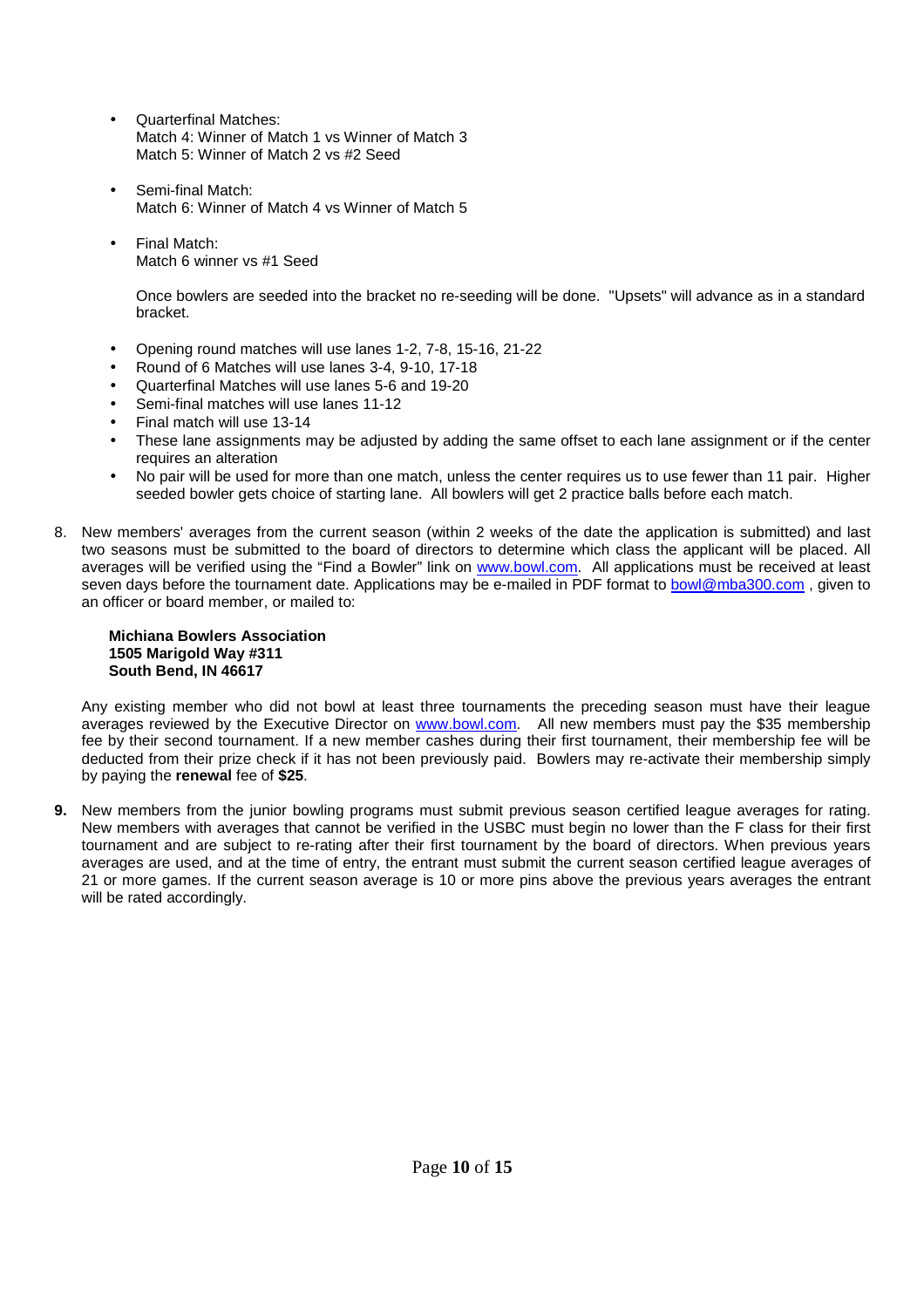- Quarterfinal Matches:
  Match 4: Winner of Match 1 vs Winner of Match 3
  Match 5: Winner of Match 2 vs #2 Seed

- Semi-final Match:
  Match 6: Winner of Match 4 vs Winner of Match 5

- Final Match:
  Match 6 winner vs #1 Seed

  Once bowlers are seeded into the bracket no re-seeding will be done. "Upsets" will advance as in a standard bracket.

- Opening round matches will use lanes 1-2, 7-8, 15-16, 21-22
- Round of 6 Matches will use lanes 3-4, 9-10, 17-18
- Quarterfinal Matches will use lanes 5-6 and 19-20
- Semi-final matches will use lanes 11-12
- Final match will use 13-14
- These lane assignments may be adjusted by adding the same offset to each lane assignment or if the center requires an alteration
- No pair will be used for more than one match, unless the center requires us to use fewer than 11 pair. Higher seeded bowler gets choice of starting lane. All bowlers will get 2 practice balls before each match.

8. New members' averages from the current season (within 2 weeks of the date the application is submitted) and last two seasons must be submitted to the board of directors to determine which class the applicant will be placed. All averages will be verified using the "Find a Bowler" link on www.bowl.com. All applications must be received at least seven days before the tournament date. Applications may be e-mailed in PDF format to bowl@mba300.com , given to an officer or board member, or mailed to:

   **Michiana Bowlers Association**
   **1505 Marigold Way #311**
   **South Bend, IN 46617**

   Any existing member who did not bowl at least three tournaments the preceding season must have their league averages reviewed by the Executive Director on www.bowl.com. All new members must pay the $35 membership fee by their second tournament. If a new member cashes during their first tournament, their membership fee will be deducted from their prize check if it has not been previously paid. Bowlers may re-activate their membership simply by paying the **renewal** fee of **$25**.

**9.** New members from the junior bowling programs must submit previous season certified league averages for rating. New members with averages that cannot be verified in the USBC must begin no lower than the F class for their first tournament and are subject to re-rating after their first tournament by the board of directors. When previous years averages are used, and at the time of entry, the entrant must submit the current season certified league averages of 21 or more games. If the current season average is 10 or more pins above the previous years averages the entrant will be rated accordingly.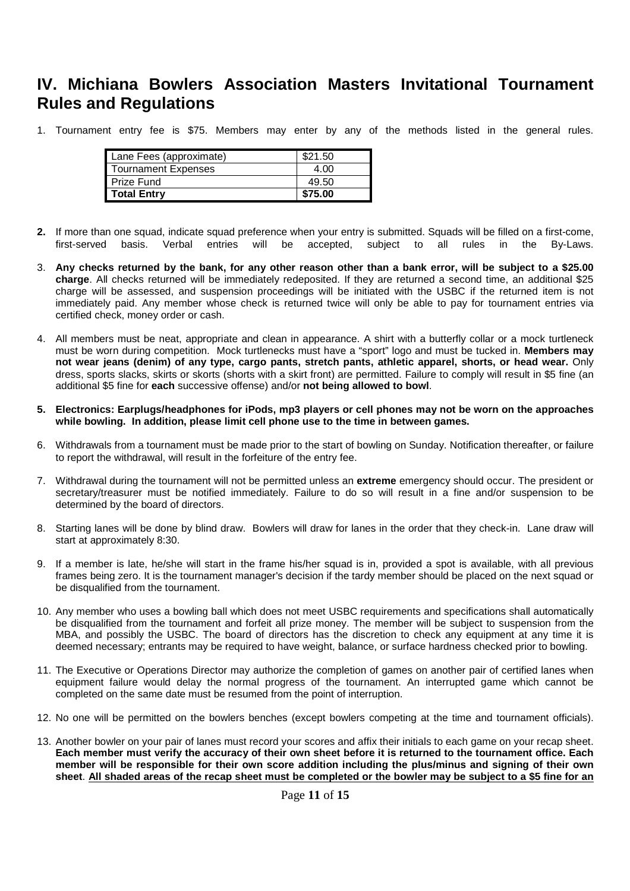## IV. Michiana Bowlers Association Masters Invitational Tournament Rules and Regulations

1. Tournament entry fee is $75. Members may enter by any of the methods listed in the general rules.

| | |
|---|---|
| Lane Fees (approximate) | $21.50 |
| Tournament Expenses | 4.00 |
| Prize Fund | 49.50 |
| **Total Entry** | **$75.00** |

2. If more than one squad, indicate squad preference when your entry is submitted. Squads will be filled on a first-come, first-served basis. Verbal entries will be accepted, subject to all rules in the By-Laws.

3. **Any checks returned by the bank, for any other reason other than a bank error, will be subject to a $25.00 charge**. All checks returned will be immediately redeposited. If they are returned a second time, an additional $25 charge will be assessed, and suspension proceedings will be initiated with the USBC if the returned item is not immediately paid. Any member whose check is returned twice will only be able to pay for tournament entries via certified check, money order or cash.

4. All members must be neat, appropriate and clean in appearance. A shirt with a butterfly collar or a mock turtleneck must be worn during competition. Mock turtlenecks must have a "sport" logo and must be tucked in. **Members may not wear jeans (denim) of any type, cargo pants, stretch pants, athletic apparel, shorts, or head wear.** Only dress, sports slacks, skirts or skorts (shorts with a skirt front) are permitted. Failure to comply will result in $5 fine (an additional $5 fine for **each** successive offense) and/or **not being allowed to bowl**.

5. **Electronics: Earplugs/headphones for iPods, mp3 players or cell phones may not be worn on the approaches while bowling. In addition, please limit cell phone use to the time in between games.**

6. Withdrawals from a tournament must be made prior to the start of bowling on Sunday. Notification thereafter, or failure to report the withdrawal, will result in the forfeiture of the entry fee.

7. Withdrawal during the tournament will not be permitted unless an **extreme** emergency should occur. The president or secretary/treasurer must be notified immediately. Failure to do so will result in a fine and/or suspension to be determined by the board of directors.

8. Starting lanes will be done by blind draw. Bowlers will draw for lanes in the order that they check-in. Lane draw will start at approximately 8:30.

9. If a member is late, he/she will start in the frame his/her squad is in, provided a spot is available, with all previous frames being zero. It is the tournament manager's decision if the tardy member should be placed on the next squad or be disqualified from the tournament.

10. Any member who uses a bowling ball which does not meet USBC requirements and specifications shall automatically be disqualified from the tournament and forfeit all prize money. The member will be subject to suspension from the MBA, and possibly the USBC. The board of directors has the discretion to check any equipment at any time it is deemed necessary; entrants may be required to have weight, balance, or surface hardness checked prior to bowling.

11. The Executive or Operations Director may authorize the completion of games on another pair of certified lanes when equipment failure would delay the normal progress of the tournament. An interrupted game which cannot be completed on the same date must be resumed from the point of interruption.

12. No one will be permitted on the bowlers benches (except bowlers competing at the time and tournament officials).

13. Another bowler on your pair of lanes must record your scores and affix their initials to each game on your recap sheet. **Each member must verify the accuracy of their own sheet before it is returned to the tournament office. Each member will be responsible for their own score addition including the plus/minus and signing of their own sheet**. **<u>All shaded areas of the recap sheet must be completed or the bowler may be subject to a $5 fine for an</u>**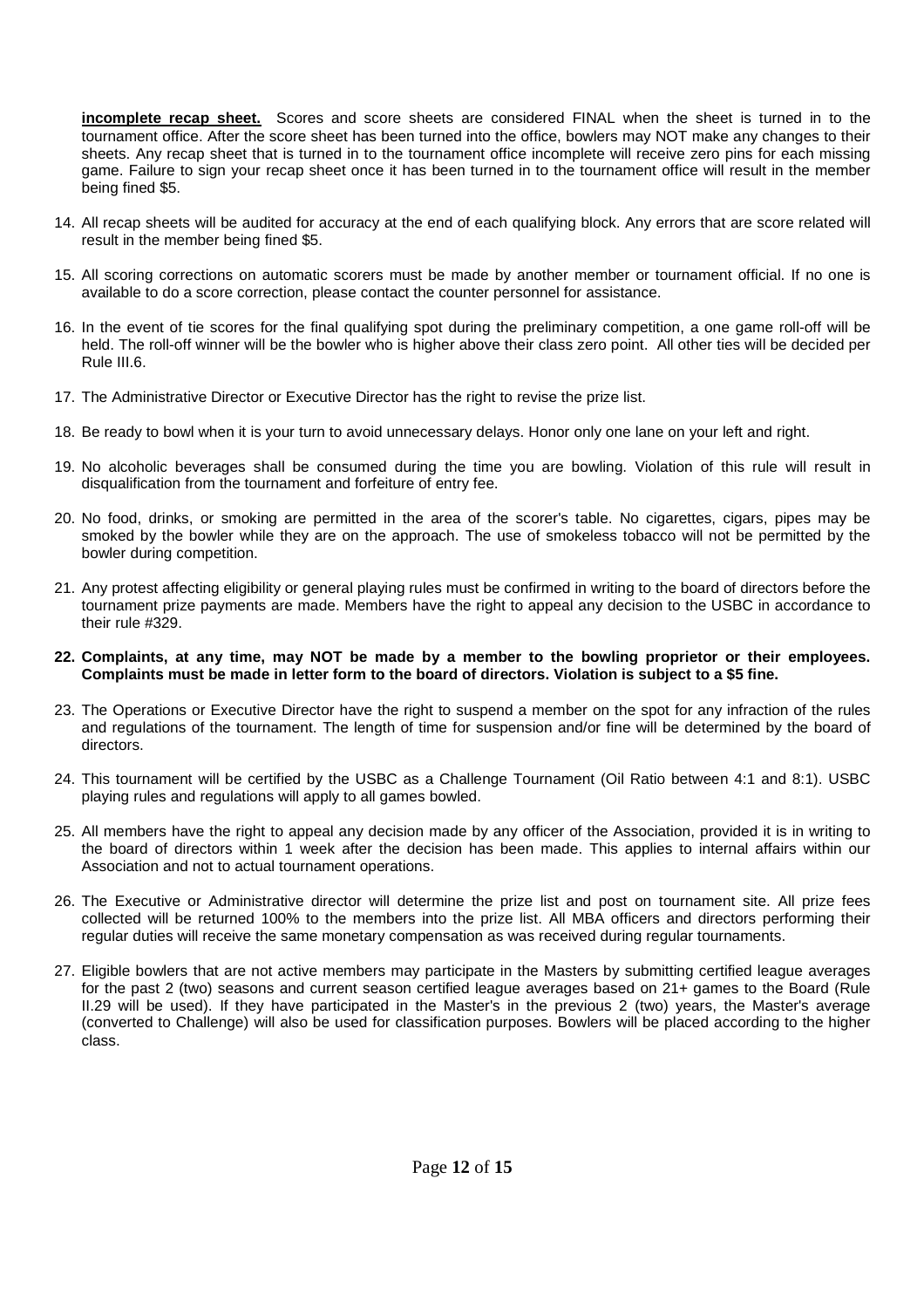**incomplete recap sheet.** Scores and score sheets are considered FINAL when the sheet is turned in to the tournament office. After the score sheet has been turned into the office, bowlers may NOT make any changes to their sheets. Any recap sheet that is turned in to the tournament office incomplete will receive zero pins for each missing game. Failure to sign your recap sheet once it has been turned in to the tournament office will result in the member being fined $5.

14. All recap sheets will be audited for accuracy at the end of each qualifying block. Any errors that are score related will result in the member being fined $5.

15. All scoring corrections on automatic scorers must be made by another member or tournament official. If no one is available to do a score correction, please contact the counter personnel for assistance.

16. In the event of tie scores for the final qualifying spot during the preliminary competition, a one game roll-off will be held. The roll-off winner will be the bowler who is higher above their class zero point. All other ties will be decided per Rule III.6.

17. The Administrative Director or Executive Director has the right to revise the prize list.

18. Be ready to bowl when it is your turn to avoid unnecessary delays. Honor only one lane on your left and right.

19. No alcoholic beverages shall be consumed during the time you are bowling. Violation of this rule will result in disqualification from the tournament and forfeiture of entry fee.

20. No food, drinks, or smoking are permitted in the area of the scorer's table. No cigarettes, cigars, pipes may be smoked by the bowler while they are on the approach. The use of smokeless tobacco will not be permitted by the bowler during competition.

21. Any protest affecting eligibility or general playing rules must be confirmed in writing to the board of directors before the tournament prize payments are made. Members have the right to appeal any decision to the USBC in accordance to their rule #329.

22. **Complaints, at any time, may NOT be made by a member to the bowling proprietor or their employees. Complaints must be made in letter form to the board of directors. Violation is subject to a $5 fine.**

23. The Operations or Executive Director have the right to suspend a member on the spot for any infraction of the rules and regulations of the tournament. The length of time for suspension and/or fine will be determined by the board of directors.

24. This tournament will be certified by the USBC as a Challenge Tournament (Oil Ratio between 4:1 and 8:1). USBC playing rules and regulations will apply to all games bowled.

25. All members have the right to appeal any decision made by any officer of the Association, provided it is in writing to the board of directors within 1 week after the decision has been made. This applies to internal affairs within our Association and not to actual tournament operations.

26. The Executive or Administrative director will determine the prize list and post on tournament site. All prize fees collected will be returned 100% to the members into the prize list. All MBA officers and directors performing their regular duties will receive the same monetary compensation as was received during regular tournaments.

27. Eligible bowlers that are not active members may participate in the Masters by submitting certified league averages for the past 2 (two) seasons and current season certified league averages based on 21+ games to the Board (Rule II.29 will be used). If they have participated in the Master's in the previous 2 (two) years, the Master's average (converted to Challenge) will also be used for classification purposes. Bowlers will be placed according to the higher class.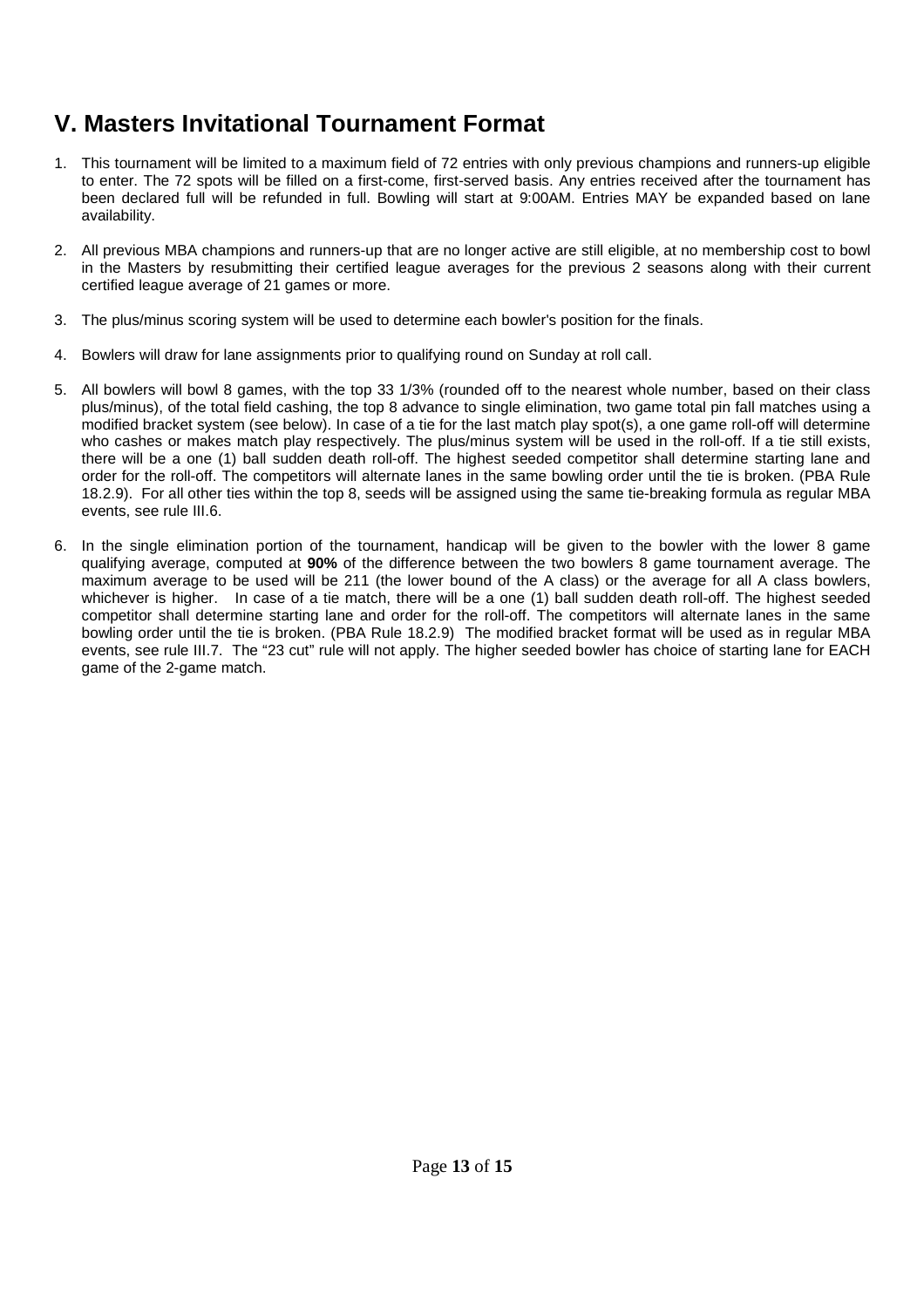## V. Masters Invitational Tournament Format

1. This tournament will be limited to a maximum field of 72 entries with only previous champions and runners-up eligible to enter. The 72 spots will be filled on a first-come, first-served basis. Any entries received after the tournament has been declared full will be refunded in full. Bowling will start at 9:00AM. Entries MAY be expanded based on lane availability.

2. All previous MBA champions and runners-up that are no longer active are still eligible, at no membership cost to bowl in the Masters by resubmitting their certified league averages for the previous 2 seasons along with their current certified league average of 21 games or more.

3. The plus/minus scoring system will be used to determine each bowler's position for the finals.

4. Bowlers will draw for lane assignments prior to qualifying round on Sunday at roll call.

5. All bowlers will bowl 8 games, with the top 33 1/3% (rounded off to the nearest whole number, based on their class plus/minus), of the total field cashing, the top 8 advance to single elimination, two game total pin fall matches using a modified bracket system (see below). In case of a tie for the last match play spot(s), a one game roll-off will determine who cashes or makes match play respectively. The plus/minus system will be used in the roll-off. If a tie still exists, there will be a one (1) ball sudden death roll-off. The highest seeded competitor shall determine starting lane and order for the roll-off. The competitors will alternate lanes in the same bowling order until the tie is broken. (PBA Rule 18.2.9). For all other ties within the top 8, seeds will be assigned using the same tie-breaking formula as regular MBA events, see rule III.6.

6. In the single elimination portion of the tournament, handicap will be given to the bowler with the lower 8 game qualifying average, computed at **90%** of the difference between the two bowlers 8 game tournament average. The maximum average to be used will be 211 (the lower bound of the A class) or the average for all A class bowlers, whichever is higher. In case of a tie match, there will be a one (1) ball sudden death roll-off. The highest seeded competitor shall determine starting lane and order for the roll-off. The competitors will alternate lanes in the same bowling order until the tie is broken. (PBA Rule 18.2.9) The modified bracket format will be used as in regular MBA events, see rule III.7. The "23 cut" rule will not apply. The higher seeded bowler has choice of starting lane for EACH game of the 2-game match.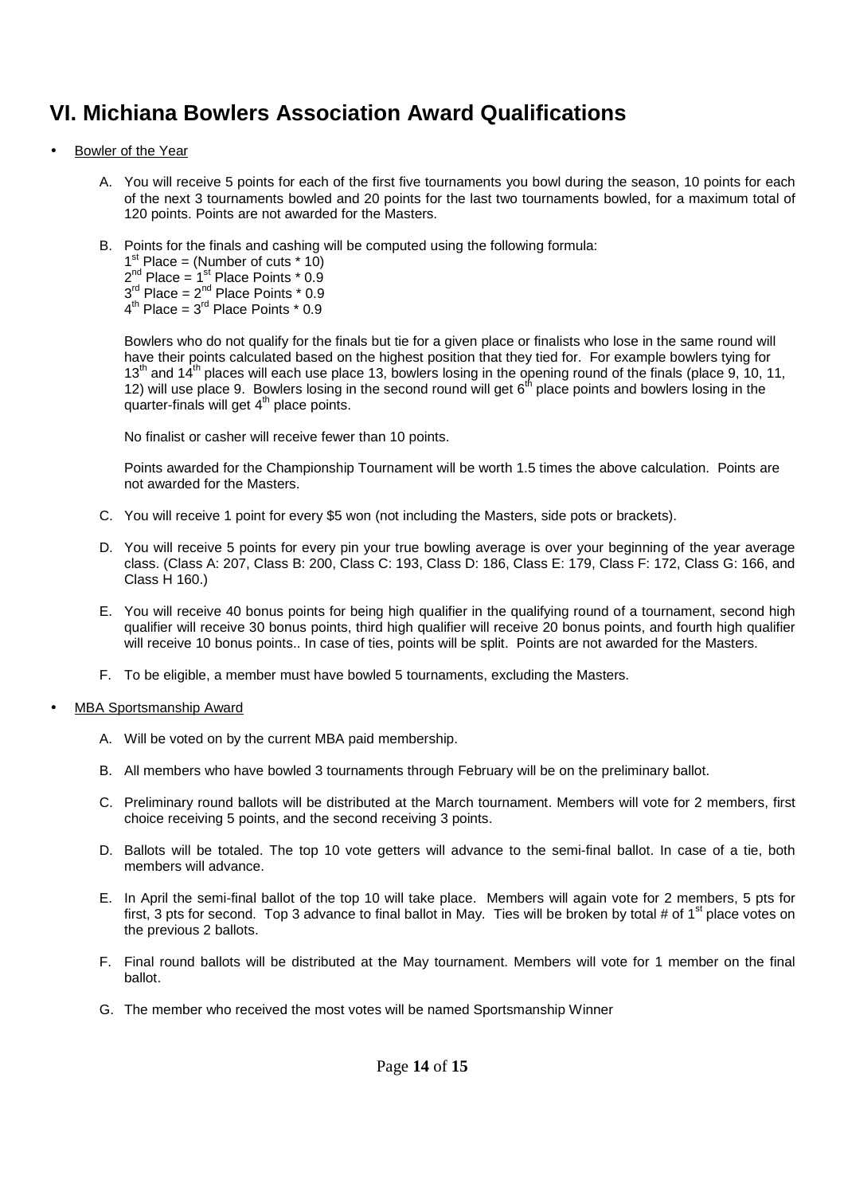## VI. Michiana Bowlers Association Award Qualifications

- Bowler of the Year

  A. You will receive 5 points for each of the first five tournaments you bowl during the season, 10 points for each of the next 3 tournaments bowled and 20 points for the last two tournaments bowled, for a maximum total of 120 points. Points are not awarded for the Masters.

  B. Points for the finals and cashing will be computed using the following formula:
     1$^{st}$ Place = (Number of cuts * 10)
     2$^{nd}$ Place = 1$^{st}$ Place Points * 0.9
     3$^{rd}$ Place = 2$^{nd}$ Place Points * 0.9
     4$^{th}$ Place = 3$^{rd}$ Place Points * 0.9

     Bowlers who do not qualify for the finals but tie for a given place or finalists who lose in the same round will have their points calculated based on the highest position that they tied for. For example bowlers tying for 13$^{th}$ and 14$^{th}$ places will each use place 13, bowlers losing in the opening round of the finals (place 9, 10, 11, 12) will use place 9. Bowlers losing in the second round will get 6$^{th}$ place points and bowlers losing in the quarter-finals will get 4$^{th}$ place points.

     No finalist or casher will receive fewer than 10 points.

     Points awarded for the Championship Tournament will be worth 1.5 times the above calculation. Points are not awarded for the Masters.

  C. You will receive 1 point for every $5 won (not including the Masters, side pots or brackets).

  D. You will receive 5 points for every pin your true bowling average is over your beginning of the year average class. (Class A: 207, Class B: 200, Class C: 193, Class D: 186, Class E: 179, Class F: 172, Class G: 166, and Class H 160.)

  E. You will receive 40 bonus points for being high qualifier in the qualifying round of a tournament, second high qualifier will receive 30 bonus points, third high qualifier will receive 20 bonus points, and fourth high qualifier will receive 10 bonus points.. In case of ties, points will be split. Points are not awarded for the Masters.

  F. To be eligible, a member must have bowled 5 tournaments, excluding the Masters.

- MBA Sportsmanship Award

  A. Will be voted on by the current MBA paid membership.

  B. All members who have bowled 3 tournaments through February will be on the preliminary ballot.

  C. Preliminary round ballots will be distributed at the March tournament. Members will vote for 2 members, first choice receiving 5 points, and the second receiving 3 points.

  D. Ballots will be totaled. The top 10 vote getters will advance to the semi-final ballot. In case of a tie, both members will advance.

  E. In April the semi-final ballot of the top 10 will take place. Members will again vote for 2 members, 5 pts for first, 3 pts for second. Top 3 advance to final ballot in May. Ties will be broken by total # of 1$^{st}$ place votes on the previous 2 ballots.

  F. Final round ballots will be distributed at the May tournament. Members will vote for 1 member on the final ballot.

  G. The member who received the most votes will be named Sportsmanship Winner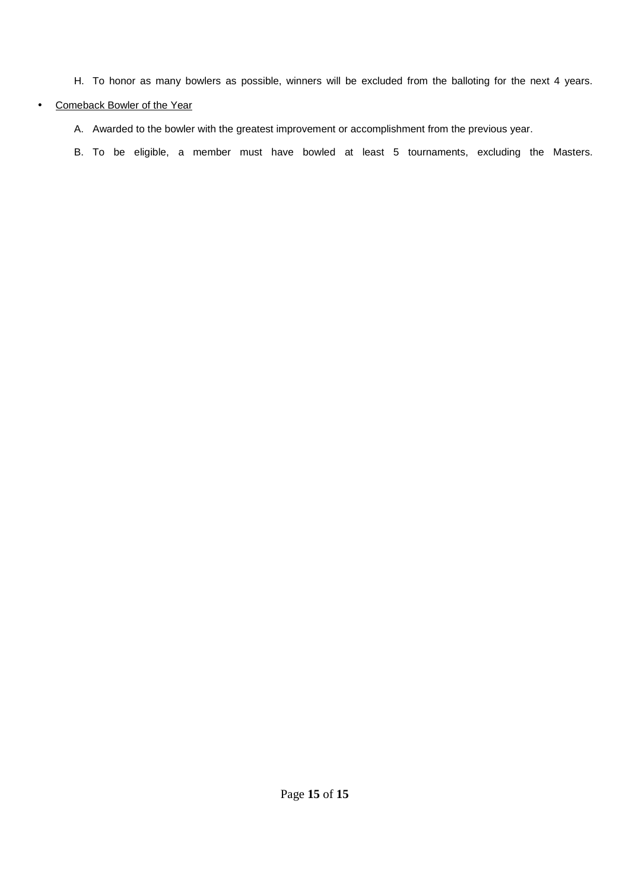H. To honor as many bowlers as possible, winners will be excluded from the balloting for the next 4 years.

- Comeback Bowler of the Year

A. Awarded to the bowler with the greatest improvement or accomplishment from the previous year.

B. To be eligible, a member must have bowled at least 5 tournaments, excluding the Masters.